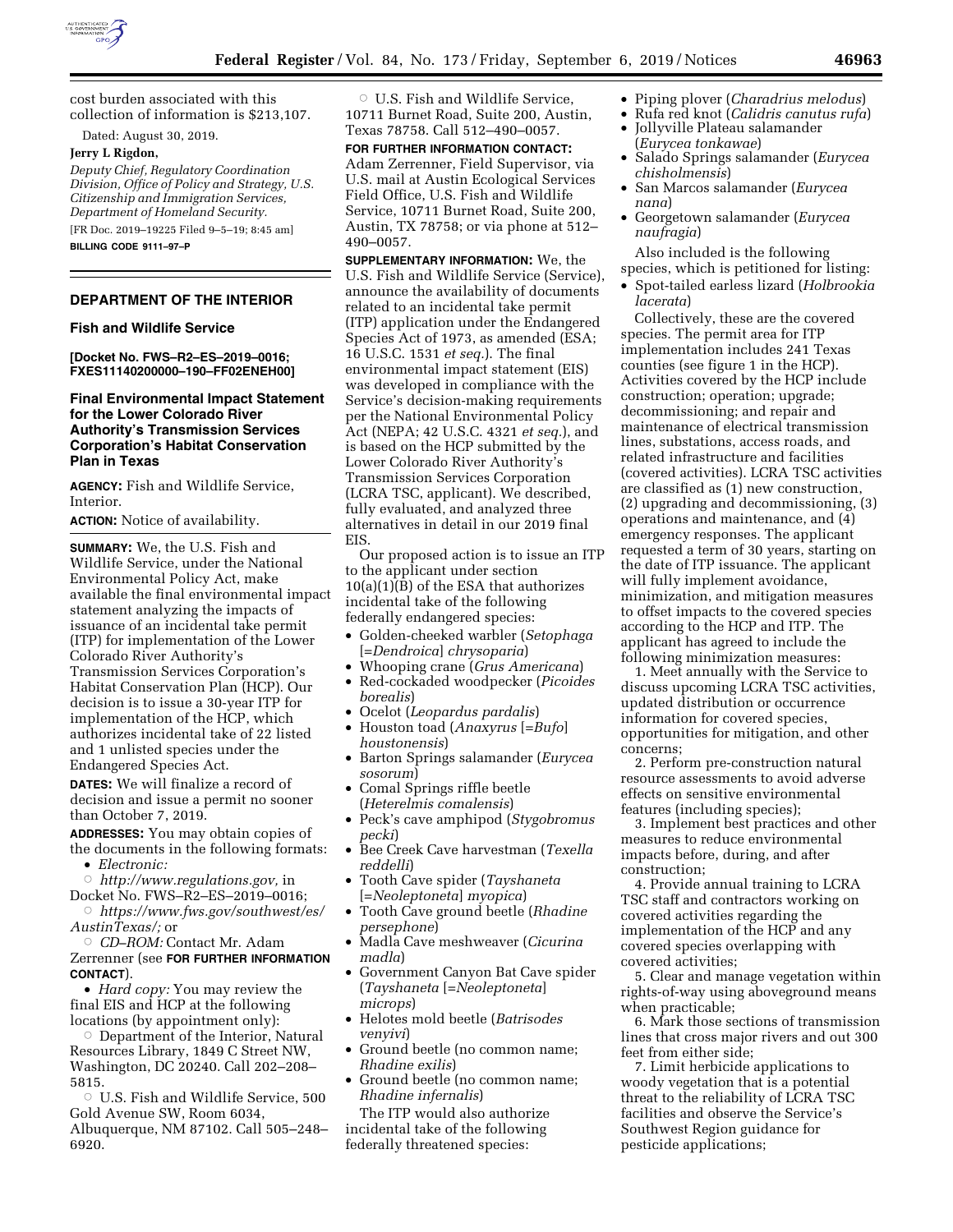cost burden associated with this collection of information is $213,107.

Dated: August 30, 2019.

**Jerry L Rigdon,**

*Deputy Chief, Regulatory Coordination Division, Office of Policy and Strategy, U.S. Citizenship and Immigration Services, Department of Homeland Security.*

[FR Doc. 2019–19225 Filed 9–5–19; 8:45 am]

**BILLING CODE 9111–97–P**

## DEPARTMENT OF THE INTERIOR

### Fish and Wildlife Service

**[Docket No. FWS–R2–ES–2019–0016; FXES11140200000–190–FF02ENEH00]**

## Final Environmental Impact Statement for the Lower Colorado River Authority's Transmission Services Corporation's Habitat Conservation Plan in Texas

**AGENCY:** Fish and Wildlife Service, Interior.

**ACTION:** Notice of availability.

**SUMMARY:** We, the U.S. Fish and Wildlife Service, under the National Environmental Policy Act, make available the final environmental impact statement analyzing the impacts of issuance of an incidental take permit (ITP) for implementation of the Lower Colorado River Authority's Transmission Services Corporation's Habitat Conservation Plan (HCP). Our decision is to issue a 30-year ITP for implementation of the HCP, which authorizes incidental take of 22 listed and 1 unlisted species under the Endangered Species Act.

**DATES:** We will finalize a record of decision and issue a permit no sooner than October 7, 2019.

**ADDRESSES:** You may obtain copies of the documents in the following formats:

- *Electronic:*
  - *http://www.regulations.gov,* in Docket No. FWS–R2–ES–2019–0016;
  - *https://www.fws.gov/southwest/es/AustinTexas/;* or
  - *CD–ROM:* Contact Mr. Adam Zerrenner (see **FOR FURTHER INFORMATION CONTACT**).
- *Hard copy:* You may review the final EIS and HCP at the following locations (by appointment only):
  - Department of the Interior, Natural Resources Library, 1849 C Street NW, Washington, DC 20240. Call 202–208–5815.
  - U.S. Fish and Wildlife Service, 500 Gold Avenue SW, Room 6034, Albuquerque, NM 87102. Call 505–248–6920.
  - U.S. Fish and Wildlife Service, 10711 Burnet Road, Suite 200, Austin, Texas 78758. Call 512–490–0057.

**FOR FURTHER INFORMATION CONTACT:** Adam Zerrenner, Field Supervisor, via U.S. mail at Austin Ecological Services Field Office, U.S. Fish and Wildlife Service, 10711 Burnet Road, Suite 200, Austin, TX 78758; or via phone at 512–490–0057.

**SUPPLEMENTARY INFORMATION:** We, the U.S. Fish and Wildlife Service (Service), announce the availability of documents related to an incidental take permit (ITP) application under the Endangered Species Act of 1973, as amended (ESA; 16 U.S.C. 1531 *et seq.*). The final environmental impact statement (EIS) was developed in compliance with the Service's decision-making requirements per the National Environmental Policy Act (NEPA; 42 U.S.C. 4321 *et seq.*), and is based on the HCP submitted by the Lower Colorado River Authority's Transmission Services Corporation (LCRA TSC, applicant). We described, fully evaluated, and analyzed three alternatives in detail in our 2019 final EIS.

Our proposed action is to issue an ITP to the applicant under section 10(a)(1)(B) of the ESA that authorizes incidental take of the following federally endangered species:

- Golden-cheeked warbler (*Setophaga* [=*Dendroica*] *chrysoparia*)
- Whooping crane (*Grus Americana*)
- Red-cockaded woodpecker (*Picoides borealis*)
- Ocelot (*Leopardus pardalis*)
- Houston toad (*Anaxyrus* [=*Bufo*] *houstonensis*)
- Barton Springs salamander (*Eurycea sosorum*)
- Comal Springs riffle beetle (*Heterelmis comalensis*)
- Peck's cave amphipod (*Stygobromus pecki*)
- Bee Creek Cave harvestman (*Texella reddelli*)
- Tooth Cave spider (*Tayshaneta* [=*Neoleptoneta*] *myopica*)
- Tooth Cave ground beetle (*Rhadine persephone*)
- Madla Cave meshweaver (*Cicurina madla*)
- Government Canyon Bat Cave spider (*Tayshaneta* [=*Neoleptoneta*] *microps*)
- Helotes mold beetle (*Batrisodes venyivi*)
- Ground beetle (no common name; *Rhadine exilis*)
- Ground beetle (no common name; *Rhadine infernalis*)

The ITP would also authorize incidental take of the following federally threatened species:

- Piping plover (*Charadrius melodus*)
- Rufa red knot (*Calidris canutus rufa*)
- Jollyville Plateau salamander (*Eurycea tonkawae*)
- Salado Springs salamander (*Eurycea chisholmensis*)
- San Marcos salamander (*Eurycea nana*)
- Georgetown salamander (*Eurycea naufragia*)

Also included is the following species, which is petitioned for listing:

- Spot-tailed earless lizard (*Holbrookia lacerata*)

Collectively, these are the covered species. The permit area for ITP implementation includes 241 Texas counties (see figure 1 in the HCP). Activities covered by the HCP include construction; operation; upgrade; decommissioning; and repair and maintenance of electrical transmission lines, substations, access roads, and related infrastructure and facilities (covered activities). LCRA TSC activities are classified as (1) new construction, (2) upgrading and decommissioning, (3) operations and maintenance, and (4) emergency responses. The applicant requested a term of 30 years, starting on the date of ITP issuance. The applicant will fully implement avoidance, minimization, and mitigation measures to offset impacts to the covered species according to the HCP and ITP. The applicant has agreed to include the following minimization measures:

1. Meet annually with the Service to discuss upcoming LCRA TSC activities, updated distribution or occurrence information for covered species, opportunities for mitigation, and other concerns;
2. Perform pre-construction natural resource assessments to avoid adverse effects on sensitive environmental features (including species);
3. Implement best practices and other measures to reduce environmental impacts before, during, and after construction;
4. Provide annual training to LCRA TSC staff and contractors working on covered activities regarding the implementation of the HCP and any covered species overlapping with covered activities;
5. Clear and manage vegetation within rights-of-way using aboveground means when practicable;
6. Mark those sections of transmission lines that cross major rivers and out 300 feet from either side;
7. Limit herbicide applications to woody vegetation that is a potential threat to the reliability of LCRA TSC facilities and observe the Service's Southwest Region guidance for pesticide applications;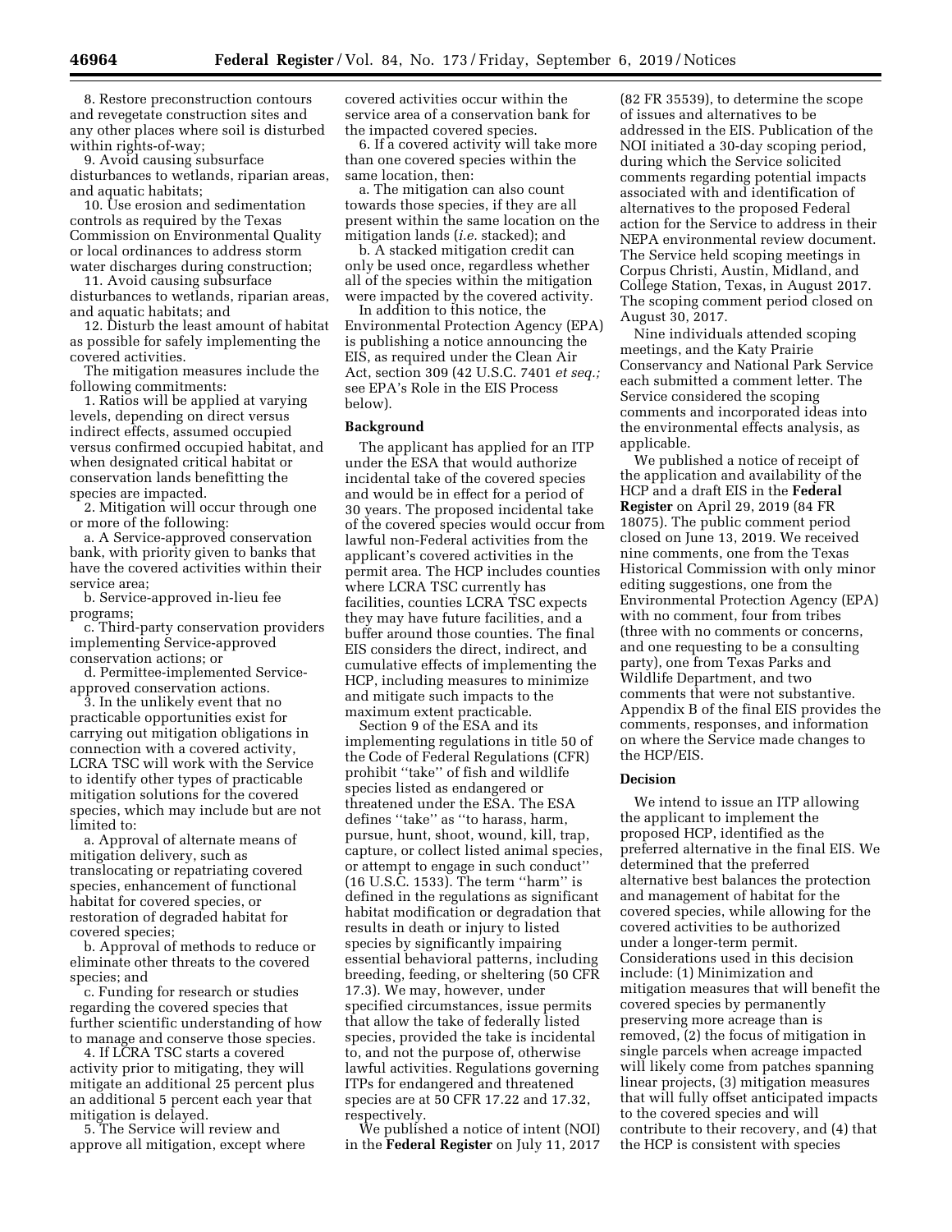8. Restore preconstruction contours and revegetate construction sites and any other places where soil is disturbed within rights-of-way;

9. Avoid causing subsurface disturbances to wetlands, riparian areas, and aquatic habitats;

10. Use erosion and sedimentation controls as required by the Texas Commission on Environmental Quality or local ordinances to address storm water discharges during construction;

11. Avoid causing subsurface disturbances to wetlands, riparian areas, and aquatic habitats; and

12. Disturb the least amount of habitat as possible for safely implementing the covered activities.

The mitigation measures include the following commitments:

1. Ratios will be applied at varying levels, depending on direct versus indirect effects, assumed occupied versus confirmed occupied habitat, and when designated critical habitat or conservation lands benefitting the species are impacted.

2. Mitigation will occur through one or more of the following:

a. A Service-approved conservation bank, with priority given to banks that have the covered activities within their service area;

b. Service-approved in-lieu fee programs;

c. Third-party conservation providers implementing Service-approved conservation actions; or

d. Permittee-implemented Service-approved conservation actions.

3. In the unlikely event that no practicable opportunities exist for carrying out mitigation obligations in connection with a covered activity, LCRA TSC will work with the Service to identify other types of practicable mitigation solutions for the covered species, which may include but are not limited to:

a. Approval of alternate means of mitigation delivery, such as translocating or repatriating covered species, enhancement of functional habitat for covered species, or restoration of degraded habitat for covered species;

b. Approval of methods to reduce or eliminate other threats to the covered species; and

c. Funding for research or studies regarding the covered species that further scientific understanding of how to manage and conserve those species.

4. If LCRA TSC starts a covered activity prior to mitigating, they will mitigate an additional 25 percent plus an additional 5 percent each year that mitigation is delayed.

5. The Service will review and approve all mitigation, except where covered activities occur within the service area of a conservation bank for the impacted covered species.

6. If a covered activity will take more than one covered species within the same location, then:

a. The mitigation can also count towards those species, if they are all present within the same location on the mitigation lands (*i.e.* stacked); and

b. A stacked mitigation credit can only be used once, regardless whether all of the species within the mitigation were impacted by the covered activity.

In addition to this notice, the Environmental Protection Agency (EPA) is publishing a notice announcing the EIS, as required under the Clean Air Act, section 309 (42 U.S.C. 7401 *et seq.;* see EPA's Role in the EIS Process below).

## Background

The applicant has applied for an ITP under the ESA that would authorize incidental take of the covered species and would be in effect for a period of 30 years. The proposed incidental take of the covered species would occur from lawful non-Federal activities from the applicant's covered activities in the permit area. The HCP includes counties where LCRA TSC currently has facilities, counties LCRA TSC expects they may have future facilities, and a buffer around those counties. The final EIS considers the direct, indirect, and cumulative effects of implementing the HCP, including measures to minimize and mitigate such impacts to the maximum extent practicable.

Section 9 of the ESA and its implementing regulations in title 50 of the Code of Federal Regulations (CFR) prohibit ''take'' of fish and wildlife species listed as endangered or threatened under the ESA. The ESA defines ''take'' as ''to harass, harm, pursue, hunt, shoot, wound, kill, trap, capture, or collect listed animal species, or attempt to engage in such conduct'' (16 U.S.C. 1533). The term ''harm'' is defined in the regulations as significant habitat modification or degradation that results in death or injury to listed species by significantly impairing essential behavioral patterns, including breeding, feeding, or sheltering (50 CFR 17.3). We may, however, under specified circumstances, issue permits that allow the take of federally listed species, provided the take is incidental to, and not the purpose of, otherwise lawful activities. Regulations governing ITPs for endangered and threatened species are at 50 CFR 17.22 and 17.32, respectively.

We published a notice of intent (NOI) in the **Federal Register** on July 11, 2017 (82 FR 35539), to determine the scope of issues and alternatives to be addressed in the EIS. Publication of the NOI initiated a 30-day scoping period, during which the Service solicited comments regarding potential impacts associated with and identification of alternatives to the proposed Federal action for the Service to address in their NEPA environmental review document. The Service held scoping meetings in Corpus Christi, Austin, Midland, and College Station, Texas, in August 2017. The scoping comment period closed on August 30, 2017.

Nine individuals attended scoping meetings, and the Katy Prairie Conservancy and National Park Service each submitted a comment letter. The Service considered the scoping comments and incorporated ideas into the environmental effects analysis, as applicable.

We published a notice of receipt of the application and availability of the HCP and a draft EIS in the **Federal Register** on April 29, 2019 (84 FR 18075). The public comment period closed on June 13, 2019. We received nine comments, one from the Texas Historical Commission with only minor editing suggestions, one from the Environmental Protection Agency (EPA) with no comment, four from tribes (three with no comments or concerns, and one requesting to be a consulting party), one from Texas Parks and Wildlife Department, and two comments that were not substantive. Appendix B of the final EIS provides the comments, responses, and information on where the Service made changes to the HCP/EIS.

## Decision

We intend to issue an ITP allowing the applicant to implement the proposed HCP, identified as the preferred alternative in the final EIS. We determined that the preferred alternative best balances the protection and management of habitat for the covered species, while allowing for the covered activities to be authorized under a longer-term permit. Considerations used in this decision include: (1) Minimization and mitigation measures that will benefit the covered species by permanently preserving more acreage than is removed, (2) the focus of mitigation in single parcels when acreage impacted will likely come from patches spanning linear projects, (3) mitigation measures that will fully offset anticipated impacts to the covered species and will contribute to their recovery, and (4) that the HCP is consistent with species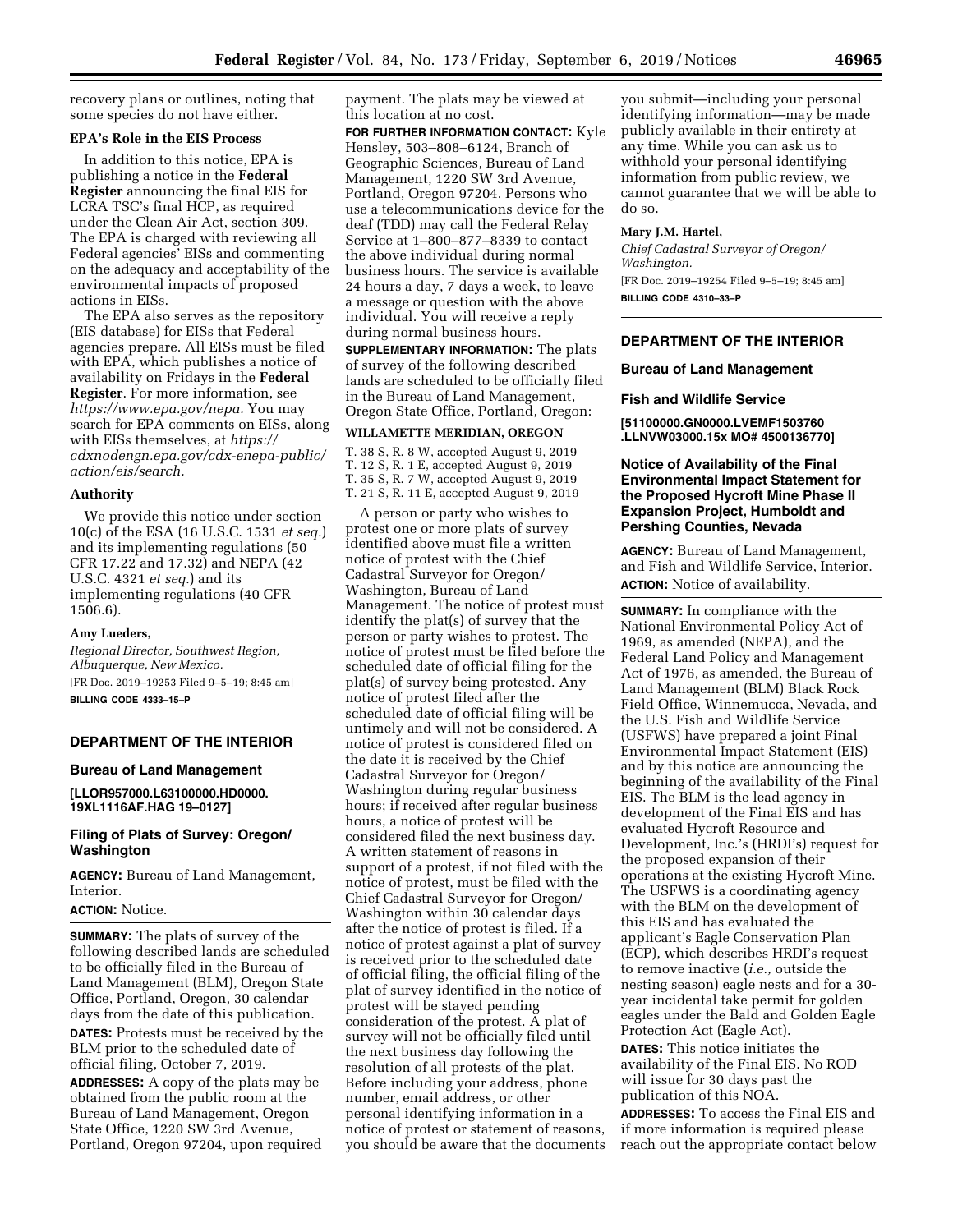recovery plans or outlines, noting that some species do not have either.

### EPA's Role in the EIS Process

In addition to this notice, EPA is publishing a notice in the **Federal Register** announcing the final EIS for LCRA TSC's final HCP, as required under the Clean Air Act, section 309. The EPA is charged with reviewing all Federal agencies' EISs and commenting on the adequacy and acceptability of the environmental impacts of proposed actions in EISs.

The EPA also serves as the repository (EIS database) for EISs that Federal agencies prepare. All EISs must be filed with EPA, which publishes a notice of availability on Fridays in the **Federal Register**. For more information, see *https://www.epa.gov/nepa.* You may search for EPA comments on EISs, along with EISs themselves, at *https://cdxnodengn.epa.gov/cdx-enepa-public/action/eis/search.*

### Authority

We provide this notice under section 10(c) of the ESA (16 U.S.C. 1531 *et seq.*) and its implementing regulations (50 CFR 17.22 and 17.32) and NEPA (42 U.S.C. 4321 *et seq.*) and its implementing regulations (40 CFR 1506.6).

**Amy Lueders,**

*Regional Director, Southwest Region, Albuquerque, New Mexico.*

[FR Doc. 2019–19253 Filed 9–5–19; 8:45 am]

**BILLING CODE 4333–15–P**

---

## DEPARTMENT OF THE INTERIOR

### Bureau of Land Management

**[LLOR957000.L63100000.HD0000. 19XL1116AF.HAG 19–0127]**

### Filing of Plats of Survey: Oregon/Washington

**AGENCY:** Bureau of Land Management, Interior.

**ACTION:** Notice.

**SUMMARY:** The plats of survey of the following described lands are scheduled to be officially filed in the Bureau of Land Management (BLM), Oregon State Office, Portland, Oregon, 30 calendar days from the date of this publication.

**DATES:** Protests must be received by the BLM prior to the scheduled date of official filing, October 7, 2019.

**ADDRESSES:** A copy of the plats may be obtained from the public room at the Bureau of Land Management, Oregon State Office, 1220 SW 3rd Avenue, Portland, Oregon 97204, upon required payment. The plats may be viewed at this location at no cost.

**FOR FURTHER INFORMATION CONTACT:** Kyle Hensley, 503–808–6124, Branch of Geographic Sciences, Bureau of Land Management, 1220 SW 3rd Avenue, Portland, Oregon 97204. Persons who use a telecommunications device for the deaf (TDD) may call the Federal Relay Service at 1–800–877–8339 to contact the above individual during normal business hours. The service is available 24 hours a day, 7 days a week, to leave a message or question with the above individual. You will receive a reply during normal business hours.

**SUPPLEMENTARY INFORMATION:** The plats of survey of the following described lands are scheduled to be officially filed in the Bureau of Land Management, Oregon State Office, Portland, Oregon:

**WILLAMETTE MERIDIAN, OREGON**

T. 38 S, R. 8 W, accepted August 9, 2019
T. 12 S, R. 1 E, accepted August 9, 2019
T. 35 S, R. 7 W, accepted August 9, 2019
T. 21 S, R. 11 E, accepted August 9, 2019

A person or party who wishes to protest one or more plats of survey identified above must file a written notice of protest with the Chief Cadastral Surveyor for Oregon/Washington, Bureau of Land Management. The notice of protest must identify the plat(s) of survey that the person or party wishes to protest. The notice of protest must be filed before the scheduled date of official filing for the plat(s) of survey being protested. Any notice of protest filed after the scheduled date of official filing will be untimely and will not be considered. A notice of protest is considered filed on the date it is received by the Chief Cadastral Surveyor for Oregon/Washington during regular business hours; if received after regular business hours, a notice of protest will be considered filed the next business day. A written statement of reasons in support of a protest, if not filed with the notice of protest, must be filed with the Chief Cadastral Surveyor for Oregon/Washington within 30 calendar days after the notice of protest is filed. If a notice of protest against a plat of survey is received prior to the scheduled date of official filing, the official filing of the plat of survey identified in the notice of protest will be stayed pending consideration of the protest. A plat of survey will not be officially filed until the next business day following the resolution of all protests of the plat. Before including your address, phone number, email address, or other personal identifying information in a notice of protest or statement of reasons, you should be aware that the documents you submit—including your personal identifying information—may be made publicly available in their entirety at any time. While you can ask us to withhold your personal identifying information from public review, we cannot guarantee that we will be able to do so.

**Mary J.M. Hartel,**

*Chief Cadastral Surveyor of Oregon/Washington.*

[FR Doc. 2019–19254 Filed 9–5–19; 8:45 am]

**BILLING CODE 4310–33–P**

---

## DEPARTMENT OF THE INTERIOR

### Bureau of Land Management

### Fish and Wildlife Service

**[51100000.GN0000.LVEMF1503760 .LLNVW03000.15x MO# 4500136770]**

### Notice of Availability of the Final Environmental Impact Statement for the Proposed Hycroft Mine Phase II Expansion Project, Humboldt and Pershing Counties, Nevada

**AGENCY:** Bureau of Land Management, and Fish and Wildlife Service, Interior.

**ACTION:** Notice of availability.

**SUMMARY:** In compliance with the National Environmental Policy Act of 1969, as amended (NEPA), and the Federal Land Policy and Management Act of 1976, as amended, the Bureau of Land Management (BLM) Black Rock Field Office, Winnemucca, Nevada, and the U.S. Fish and Wildlife Service (USFWS) have prepared a joint Final Environmental Impact Statement (EIS) and by this notice are announcing the beginning of the availability of the Final EIS. The BLM is the lead agency in development of the Final EIS and has evaluated Hycroft Resource and Development, Inc.'s (HRDI's) request for the proposed expansion of their operations at the existing Hycroft Mine. The USFWS is a coordinating agency with the BLM on the development of this EIS and has evaluated the applicant's Eagle Conservation Plan (ECP), which describes HRDI's request to remove inactive (*i.e.,* outside the nesting season) eagle nests and for a 30-year incidental take permit for golden eagles under the Bald and Golden Eagle Protection Act (Eagle Act).

**DATES:** This notice initiates the availability of the Final EIS. No ROD will issue for 30 days past the publication of this NOA.

**ADDRESSES:** To access the Final EIS and if more information is required please reach out the appropriate contact below